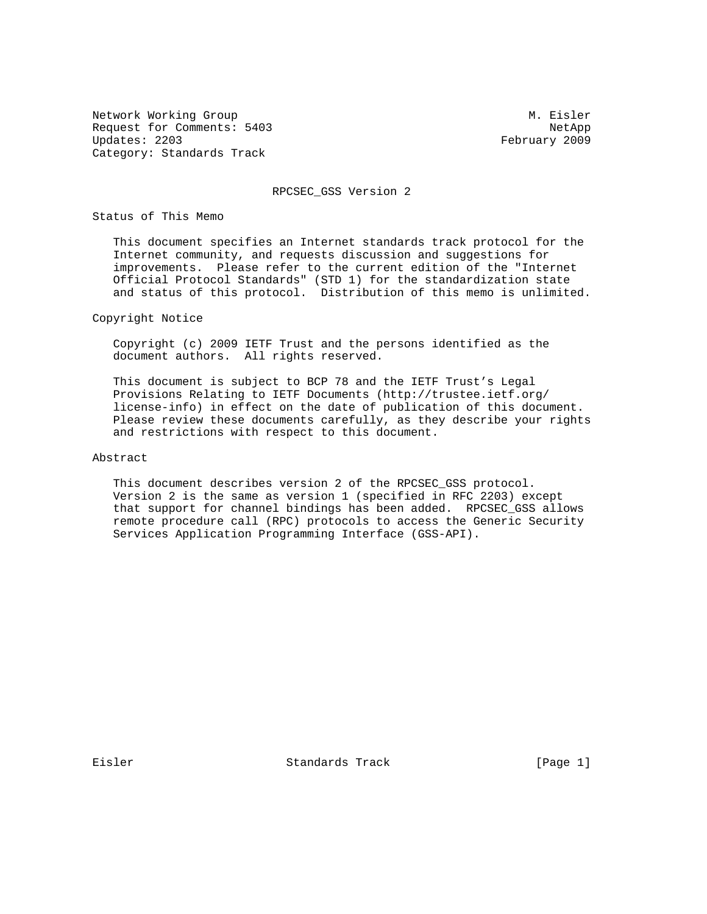Network Working Group M. Eisler
Request for Comments: 5403 NetApp
Updates: 2203 February 2009
Category: Standards Track

# RPCSEC_GSS Version 2

## Status of This Memo

This document specifies an Internet standards track protocol for the Internet community, and requests discussion and suggestions for improvements. Please refer to the current edition of the "Internet Official Protocol Standards" (STD 1) for the standardization state and status of this protocol. Distribution of this memo is unlimited.

## Copyright Notice

Copyright (c) 2009 IETF Trust and the persons identified as the document authors. All rights reserved.

This document is subject to BCP 78 and the IETF Trust's Legal Provisions Relating to IETF Documents (http://trustee.ietf.org/license-info) in effect on the date of publication of this document. Please review these documents carefully, as they describe your rights and restrictions with respect to this document.

## Abstract

This document describes version 2 of the RPCSEC_GSS protocol. Version 2 is the same as version 1 (specified in RFC 2203) except that support for channel bindings has been added. RPCSEC_GSS allows remote procedure call (RPC) protocols to access the Generic Security Services Application Programming Interface (GSS-API).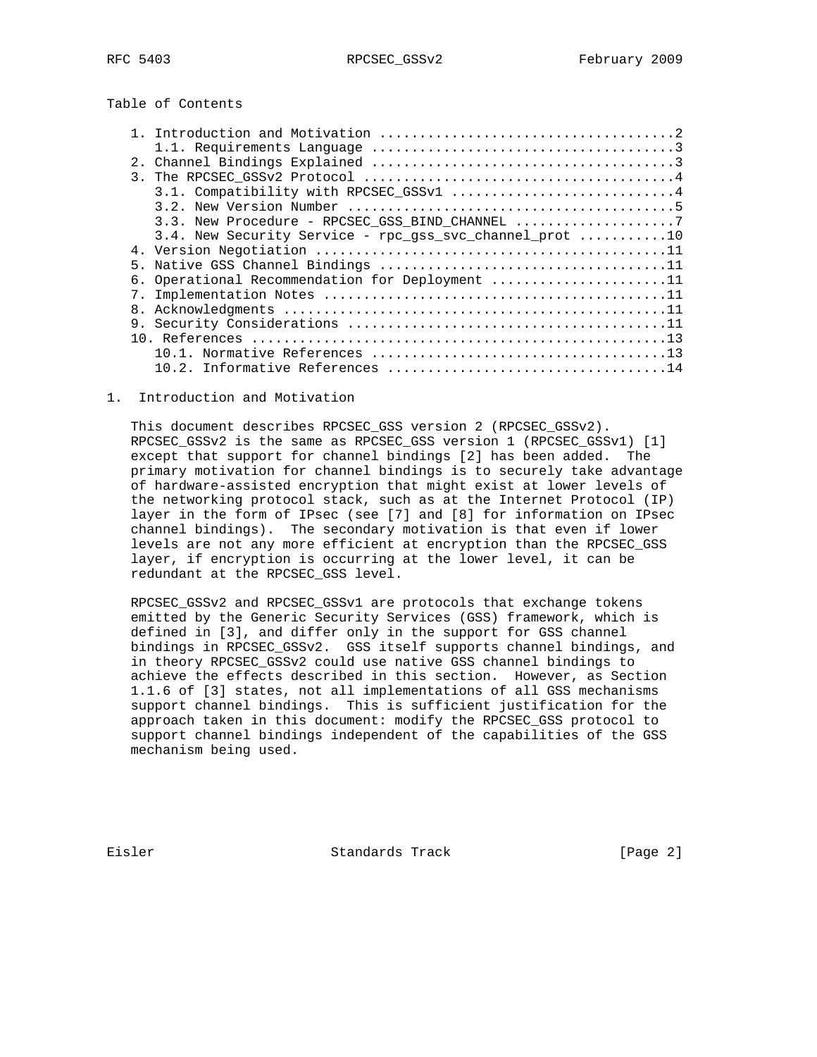Table of Contents

```
   1. Introduction and Motivation ....................................2
      1.1. Requirements Language .....................................3
   2. Channel Bindings Explained .....................................3
   3. The RPCSEC_GSSv2 Protocol ......................................4
      3.1. Compatibility with RPCSEC_GSSv1 ...........................4
      3.2. New Version Number ........................................5
      3.3. New Procedure - RPCSEC_GSS_BIND_CHANNEL ...................7
      3.4. New Security Service - rpc_gss_svc_channel_prot ..........10
   4. Version Negotiation ...........................................11
   5. Native GSS Channel Bindings ...................................11
   6. Operational Recommendation for Deployment .....................11
   7. Implementation Notes ..........................................11
   8. Acknowledgments ...............................................11
   9. Security Considerations .......................................11
   10. References ...................................................13
      10.1. Normative References ....................................13
      10.2. Informative References ..................................14
```

## 1. Introduction and Motivation

This document describes RPCSEC_GSS version 2 (RPCSEC_GSSv2). RPCSEC_GSSv2 is the same as RPCSEC_GSS version 1 (RPCSEC_GSSv1) [1] except that support for channel bindings [2] has been added. The primary motivation for channel bindings is to securely take advantage of hardware-assisted encryption that might exist at lower levels of the networking protocol stack, such as at the Internet Protocol (IP) layer in the form of IPsec (see [7] and [8] for information on IPsec channel bindings). The secondary motivation is that even if lower levels are not any more efficient at encryption than the RPCSEC_GSS layer, if encryption is occurring at the lower level, it can be redundant at the RPCSEC_GSS level.

RPCSEC_GSSv2 and RPCSEC_GSSv1 are protocols that exchange tokens emitted by the Generic Security Services (GSS) framework, which is defined in [3], and differ only in the support for GSS channel bindings in RPCSEC_GSSv2. GSS itself supports channel bindings, and in theory RPCSEC_GSSv2 could use native GSS channel bindings to achieve the effects described in this section. However, as Section 1.1.6 of [3] states, not all implementations of all GSS mechanisms support channel bindings. This is sufficient justification for the approach taken in this document: modify the RPCSEC_GSS protocol to support channel bindings independent of the capabilities of the GSS mechanism being used.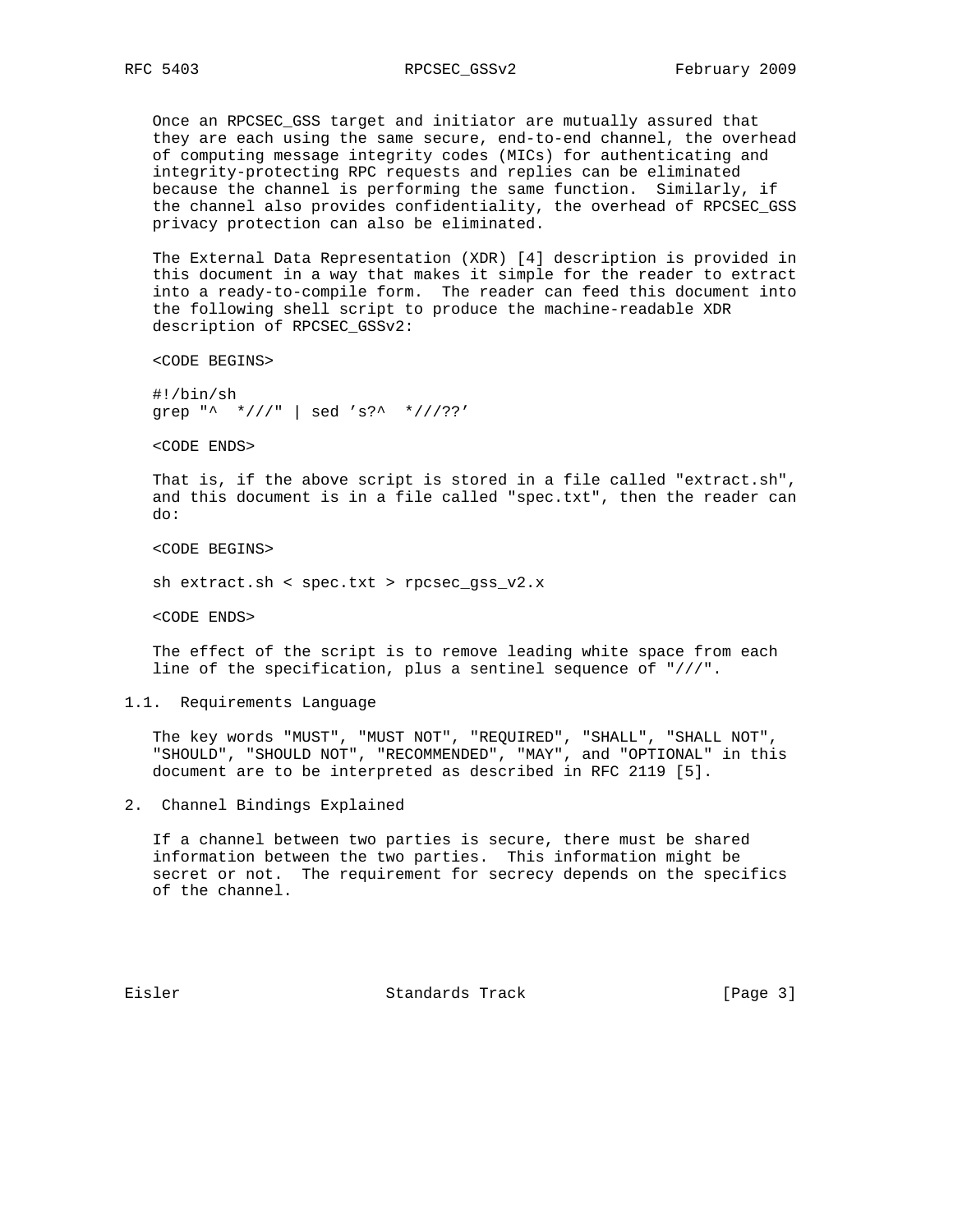Once an RPCSEC_GSS target and initiator are mutually assured that they are each using the same secure, end-to-end channel, the overhead of computing message integrity codes (MICs) for authenticating and integrity-protecting RPC requests and replies can be eliminated because the channel is performing the same function. Similarly, if the channel also provides confidentiality, the overhead of RPCSEC_GSS privacy protection can also be eliminated.

The External Data Representation (XDR) [4] description is provided in this document in a way that makes it simple for the reader to extract into a ready-to-compile form. The reader can feed this document into the following shell script to produce the machine-readable XDR description of RPCSEC_GSSv2:

<CODE BEGINS>

```
#!/bin/sh
grep "^  *///" | sed 's?^  */// ??'
```

<CODE ENDS>

That is, if the above script is stored in a file called "extract.sh", and this document is in a file called "spec.txt", then the reader can do:

<CODE BEGINS>

```
sh extract.sh < spec.txt > rpcsec_gss_v2.x
```

<CODE ENDS>

The effect of the script is to remove leading white space from each line of the specification, plus a sentinel sequence of "///".

### 1.1. Requirements Language

The key words "MUST", "MUST NOT", "REQUIRED", "SHALL", "SHALL NOT", "SHOULD", "SHOULD NOT", "RECOMMENDED", "MAY", and "OPTIONAL" in this document are to be interpreted as described in RFC 2119 [5].

## 2. Channel Bindings Explained

If a channel between two parties is secure, there must be shared information between the two parties. This information might be secret or not. The requirement for secrecy depends on the specifics of the channel.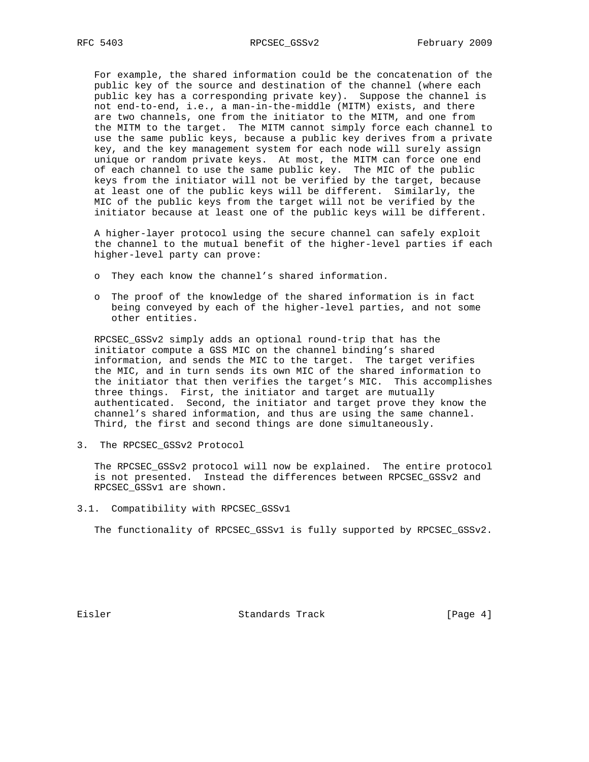For example, the shared information could be the concatenation of the public key of the source and destination of the channel (where each public key has a corresponding private key). Suppose the channel is not end-to-end, i.e., a man-in-the-middle (MITM) exists, and there are two channels, one from the initiator to the MITM, and one from the MITM to the target. The MITM cannot simply force each channel to use the same public keys, because a public key derives from a private key, and the key management system for each node will surely assign unique or random private keys. At most, the MITM can force one end of each channel to use the same public key. The MIC of the public keys from the initiator will not be verified by the target, because at least one of the public keys will be different. Similarly, the MIC of the public keys from the target will not be verified by the initiator because at least one of the public keys will be different.

A higher-layer protocol using the secure channel can safely exploit the channel to the mutual benefit of the higher-level parties if each higher-level party can prove:

- They each know the channel's shared information.
- The proof of the knowledge of the shared information is in fact being conveyed by each of the higher-level parties, and not some other entities.

RPCSEC_GSSv2 simply adds an optional round-trip that has the initiator compute a GSS MIC on the channel binding's shared information, and sends the MIC to the target. The target verifies the MIC, and in turn sends its own MIC of the shared information to the initiator that then verifies the target's MIC. This accomplishes three things. First, the initiator and target are mutually authenticated. Second, the initiator and target prove they know the channel's shared information, and thus are using the same channel. Third, the first and second things are done simultaneously.

## 3. The RPCSEC_GSSv2 Protocol

The RPCSEC_GSSv2 protocol will now be explained. The entire protocol is not presented. Instead the differences between RPCSEC_GSSv2 and RPCSEC_GSSv1 are shown.

### 3.1. Compatibility with RPCSEC_GSSv1

The functionality of RPCSEC_GSSv1 is fully supported by RPCSEC_GSSv2.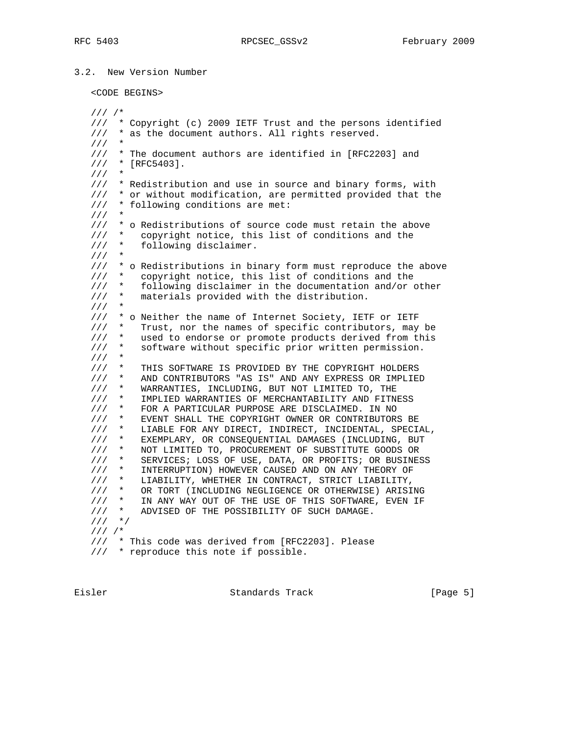### 3.2. New Version Number

<CODE BEGINS>

```
/// /*
///  * Copyright (c) 2009 IETF Trust and the persons identified
///  * as the document authors. All rights reserved.
///  *
///  * The document authors are identified in [RFC2203] and
///  * [RFC5403].
///  *
///  * Redistribution and use in source and binary forms, with
///  * or without modification, are permitted provided that the
///  * following conditions are met:
///  *
///  * o Redistributions of source code must retain the above
///  *   copyright notice, this list of conditions and the
///  *   following disclaimer.
///  *
///  * o Redistributions in binary form must reproduce the above
///  *   copyright notice, this list of conditions and the
///  *   following disclaimer in the documentation and/or other
///  *   materials provided with the distribution.
///  *
///  * o Neither the name of Internet Society, IETF or IETF
///  *   Trust, nor the names of specific contributors, may be
///  *   used to endorse or promote products derived from this
///  *   software without specific prior written permission.
///  *
///  *   THIS SOFTWARE IS PROVIDED BY THE COPYRIGHT HOLDERS
///  *   AND CONTRIBUTORS "AS IS" AND ANY EXPRESS OR IMPLIED
///  *   WARRANTIES, INCLUDING, BUT NOT LIMITED TO, THE
///  *   IMPLIED WARRANTIES OF MERCHANTABILITY AND FITNESS
///  *   FOR A PARTICULAR PURPOSE ARE DISCLAIMED. IN NO
///  *   EVENT SHALL THE COPYRIGHT OWNER OR CONTRIBUTORS BE
///  *   LIABLE FOR ANY DIRECT, INDIRECT, INCIDENTAL, SPECIAL,
///  *   EXEMPLARY, OR CONSEQUENTIAL DAMAGES (INCLUDING, BUT
///  *   NOT LIMITED TO, PROCUREMENT OF SUBSTITUTE GOODS OR
///  *   SERVICES; LOSS OF USE, DATA, OR PROFITS; OR BUSINESS
///  *   INTERRUPTION) HOWEVER CAUSED AND ON ANY THEORY OF
///  *   LIABILITY, WHETHER IN CONTRACT, STRICT LIABILITY,
///  *   OR TORT (INCLUDING NEGLIGENCE OR OTHERWISE) ARISING
///  *   IN ANY WAY OUT OF THE USE OF THIS SOFTWARE, EVEN IF
///  *   ADVISED OF THE POSSIBILITY OF SUCH DAMAGE.
///  */
/// /*
///  * This code was derived from [RFC2203]. Please
///  * reproduce this note if possible.
```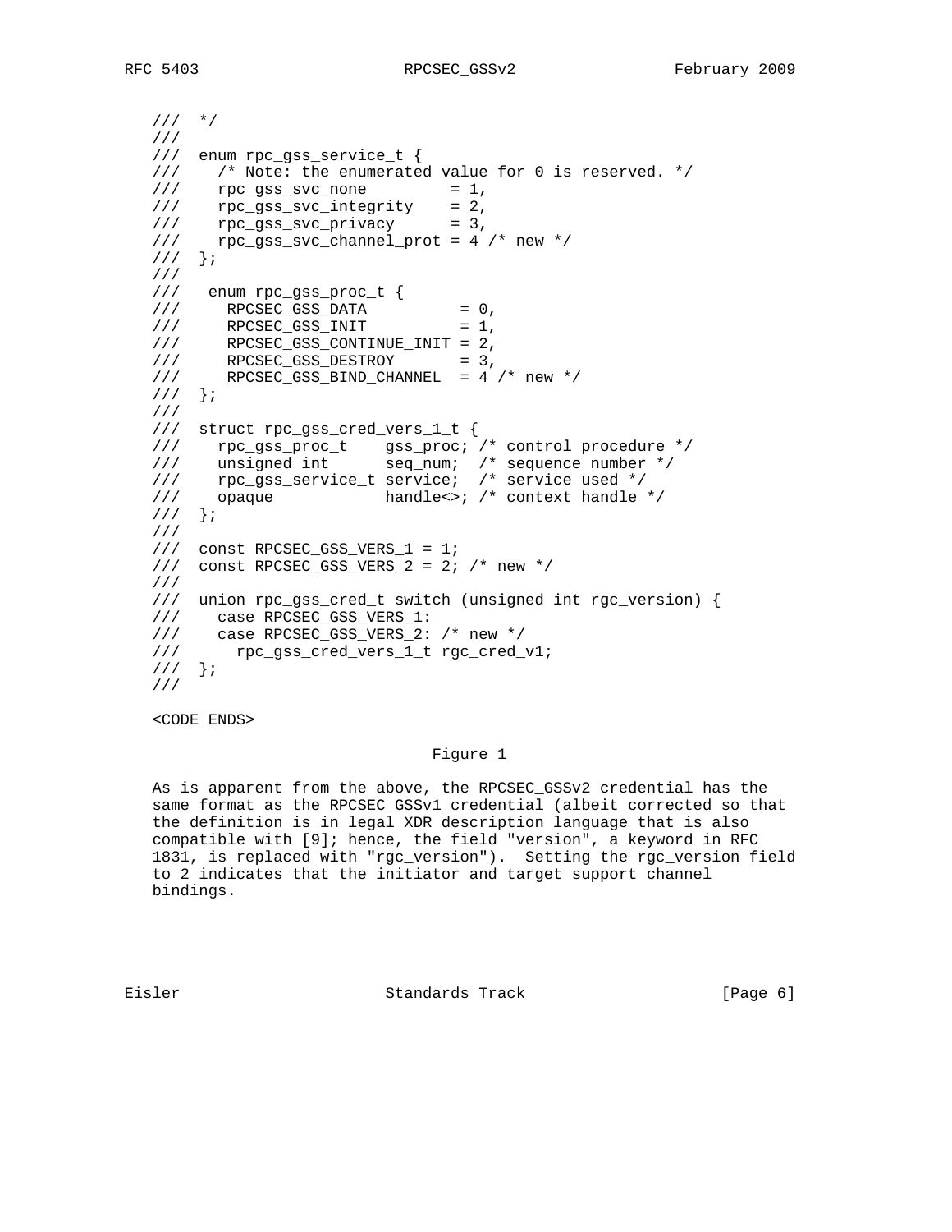```
   ///  */
   ///
   ///  enum rpc_gss_service_t {
   ///    /* Note: the enumerated value for 0 is reserved. */
   ///    rpc_gss_svc_none         = 1,
   ///    rpc_gss_svc_integrity    = 2,
   ///    rpc_gss_svc_privacy      = 3,
   ///    rpc_gss_svc_channel_prot = 4 /* new */
   ///  };
   ///
   ///   enum rpc_gss_proc_t {
   ///     RPCSEC_GSS_DATA          = 0,
   ///     RPCSEC_GSS_INIT          = 1,
   ///     RPCSEC_GSS_CONTINUE_INIT = 2,
   ///     RPCSEC_GSS_DESTROY       = 3,
   ///     RPCSEC_GSS_BIND_CHANNEL  = 4 /* new */
   ///  };
   ///
   ///  struct rpc_gss_cred_vers_1_t {
   ///    rpc_gss_proc_t    gss_proc; /* control procedure */
   ///    unsigned int      seq_num;  /* sequence number */
   ///    rpc_gss_service_t service;  /* service used */
   ///    opaque            handle<>; /* context handle */
   ///  };
   ///
   ///  const RPCSEC_GSS_VERS_1 = 1;
   ///  const RPCSEC_GSS_VERS_2 = 2; /* new */
   ///
   ///  union rpc_gss_cred_t switch (unsigned int rgc_version) {
   ///    case RPCSEC_GSS_VERS_1:
   ///    case RPCSEC_GSS_VERS_2: /* new */
   ///      rpc_gss_cred_vers_1_t rgc_cred_v1;
   ///  };
   ///

   <CODE ENDS>
```

Figure 1

As is apparent from the above, the RPCSEC_GSSv2 credential has the same format as the RPCSEC_GSSv1 credential (albeit corrected so that the definition is in legal XDR description language that is also compatible with [9]; hence, the field "version", a keyword in RFC 1831, is replaced with "rgc_version"). Setting the rgc_version field to 2 indicates that the initiator and target support channel bindings.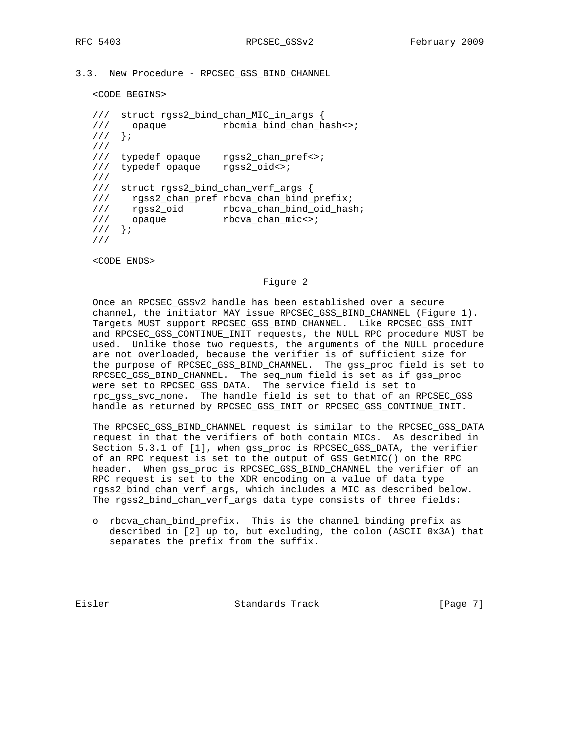### 3.3. New Procedure - RPCSEC_GSS_BIND_CHANNEL

<CODE BEGINS>

```
///  struct rgss2_bind_chan_MIC_in_args {
///    opaque          rbcmia_bind_chan_hash<>;
///  };
///
///  typedef opaque    rgss2_chan_pref<>;
///  typedef opaque    rgss2_oid<>;
///
///  struct rgss2_bind_chan_verf_args {
///    rgss2_chan_pref rbcva_chan_bind_prefix;
///    rgss2_oid       rbcva_chan_bind_oid_hash;
///    opaque          rbcva_chan_mic<>;
///  };
///
```

<CODE ENDS>

Figure 2

Once an RPCSEC_GSSv2 handle has been established over a secure channel, the initiator MAY issue RPCSEC_GSS_BIND_CHANNEL (Figure 1). Targets MUST support RPCSEC_GSS_BIND_CHANNEL. Like RPCSEC_GSS_INIT and RPCSEC_GSS_CONTINUE_INIT requests, the NULL RPC procedure MUST be used. Unlike those two requests, the arguments of the NULL procedure are not overloaded, because the verifier is of sufficient size for the purpose of RPCSEC_GSS_BIND_CHANNEL. The gss_proc field is set to RPCSEC_GSS_BIND_CHANNEL. The seq_num field is set as if gss_proc were set to RPCSEC_GSS_DATA. The service field is set to rpc_gss_svc_none. The handle field is set to that of an RPCSEC_GSS handle as returned by RPCSEC_GSS_INIT or RPCSEC_GSS_CONTINUE_INIT.

The RPCSEC_GSS_BIND_CHANNEL request is similar to the RPCSEC_GSS_DATA request in that the verifiers of both contain MICs. As described in Section 5.3.1 of [1], when gss_proc is RPCSEC_GSS_DATA, the verifier of an RPC request is set to the output of GSS_GetMIC() on the RPC header. When gss_proc is RPCSEC_GSS_BIND_CHANNEL the verifier of an RPC request is set to the XDR encoding on a value of data type rgss2_bind_chan_verf_args, which includes a MIC as described below. The rgss2_bind_chan_verf_args data type consists of three fields:

- rbcva_chan_bind_prefix. This is the channel binding prefix as described in [2] up to, but excluding, the colon (ASCII 0x3A) that separates the prefix from the suffix.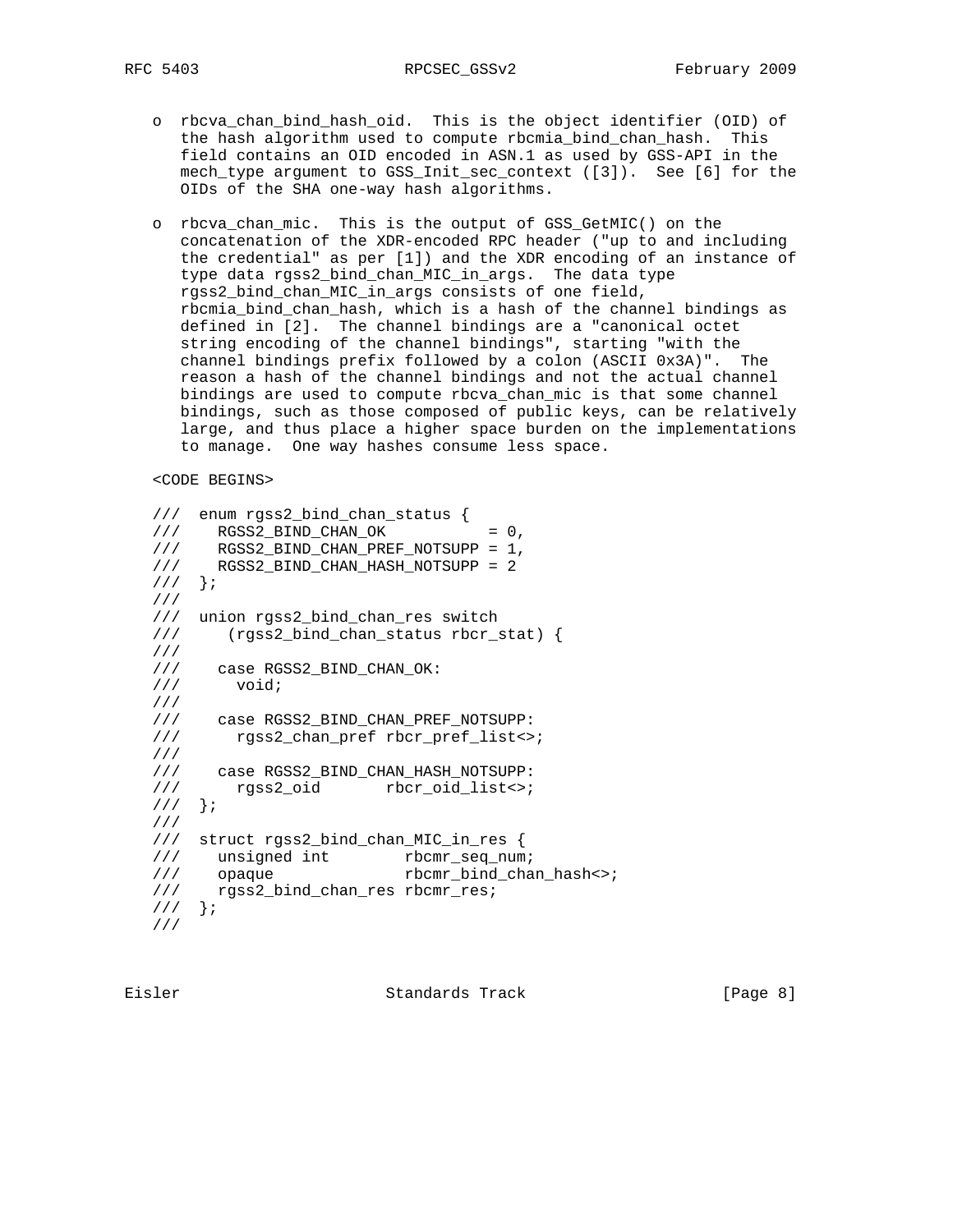- rbcva_chan_bind_hash_oid. This is the object identifier (OID) of the hash algorithm used to compute rbcmia_bind_chan_hash. This field contains an OID encoded in ASN.1 as used by GSS-API in the mech_type argument to GSS_Init_sec_context ([3]). See [6] for the OIDs of the SHA one-way hash algorithms.

- rbcva_chan_mic. This is the output of GSS_GetMIC() on the concatenation of the XDR-encoded RPC header ("up to and including the credential" as per [1]) and the XDR encoding of an instance of type data rgss2_bind_chan_MIC_in_args. The data type rgss2_bind_chan_MIC_in_args consists of one field, rbcmia_bind_chan_hash, which is a hash of the channel bindings as defined in [2]. The channel bindings are a "canonical octet string encoding of the channel bindings", starting "with the channel bindings prefix followed by a colon (ASCII 0x3A)". The reason a hash of the channel bindings and not the actual channel bindings are used to compute rbcva_chan_mic is that some channel bindings, such as those composed of public keys, can be relatively large, and thus place a higher space burden on the implementations to manage. One way hashes consume less space.

<CODE BEGINS>

```
///  enum rgss2_bind_chan_status {
///    RGSS2_BIND_CHAN_OK           = 0,
///    RGSS2_BIND_CHAN_PREF_NOTSUPP = 1,
///    RGSS2_BIND_CHAN_HASH_NOTSUPP = 2
///  };
///
///  union rgss2_bind_chan_res switch
///     (rgss2_bind_chan_status rbcr_stat) {
///
///    case RGSS2_BIND_CHAN_OK:
///      void;
///
///    case RGSS2_BIND_CHAN_PREF_NOTSUPP:
///      rgss2_chan_pref rbcr_pref_list<>;
///
///    case RGSS2_BIND_CHAN_HASH_NOTSUPP:
///      rgss2_oid       rbcr_oid_list<>;
///  };
///
///  struct rgss2_bind_chan_MIC_in_res {
///    unsigned int        rbcmr_seq_num;
///    opaque              rbcmr_bind_chan_hash<>;
///    rgss2_bind_chan_res rbcmr_res;
///  };
///
```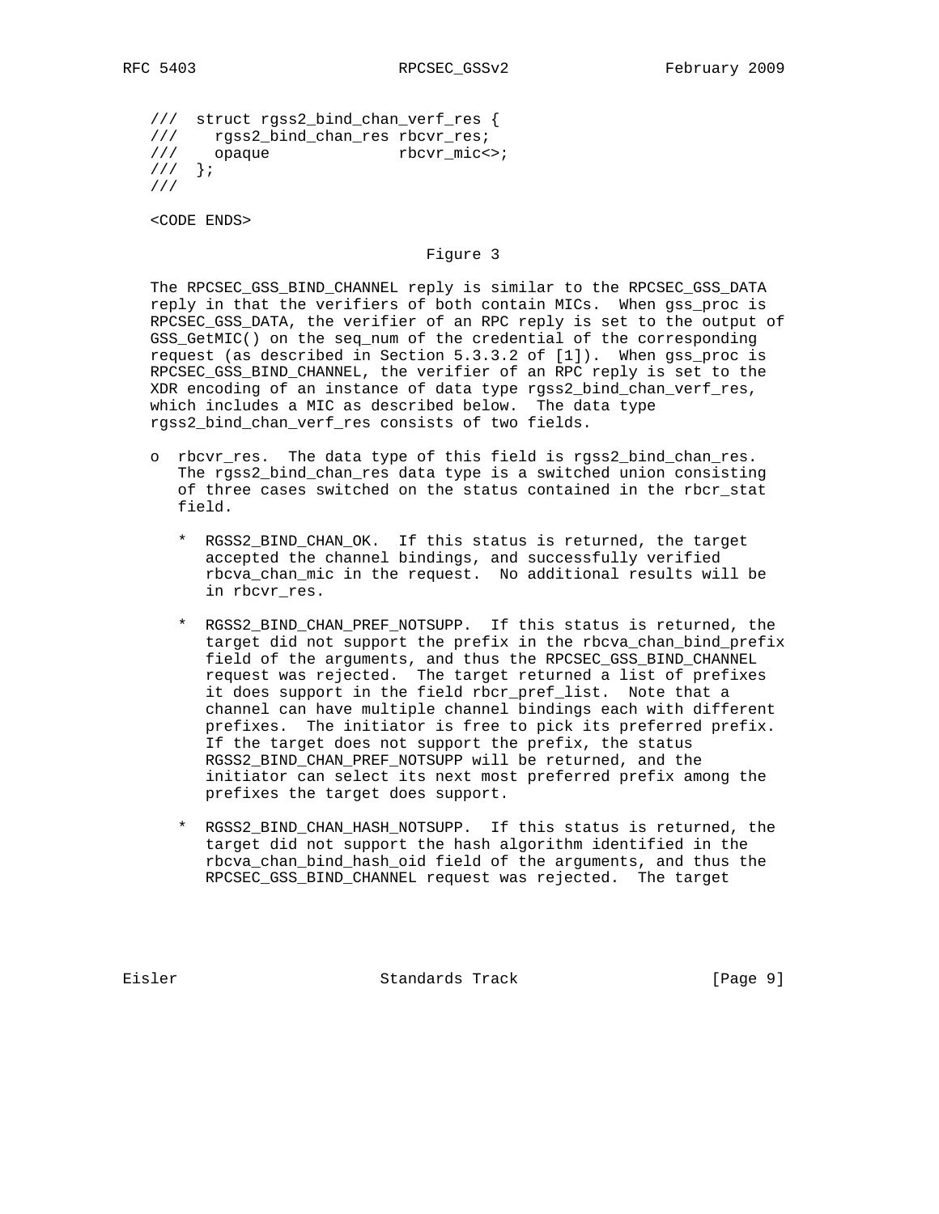```
///  struct rgss2_bind_chan_verf_res {
///    rgss2_bind_chan_res rbcvr_res;
///    opaque              rbcvr_mic<>;
///  };
///
```

<CODE ENDS>

Figure 3

The RPCSEC_GSS_BIND_CHANNEL reply is similar to the RPCSEC_GSS_DATA reply in that the verifiers of both contain MICs. When gss_proc is RPCSEC_GSS_DATA, the verifier of an RPC reply is set to the output of GSS_GetMIC() on the seq_num of the credential of the corresponding request (as described in Section 5.3.3.2 of [1]). When gss_proc is RPCSEC_GSS_BIND_CHANNEL, the verifier of an RPC reply is set to the XDR encoding of an instance of data type rgss2_bind_chan_verf_res, which includes a MIC as described below. The data type rgss2_bind_chan_verf_res consists of two fields.

- rbcvr_res. The data type of this field is rgss2_bind_chan_res. The rgss2_bind_chan_res data type is a switched union consisting of three cases switched on the status contained in the rbcr_stat field.

  * RGSS2_BIND_CHAN_OK. If this status is returned, the target accepted the channel bindings, and successfully verified rbcva_chan_mic in the request. No additional results will be in rbcvr_res.

  * RGSS2_BIND_CHAN_PREF_NOTSUPP. If this status is returned, the target did not support the prefix in the rbcva_chan_bind_prefix field of the arguments, and thus the RPCSEC_GSS_BIND_CHANNEL request was rejected. The target returned a list of prefixes it does support in the field rbcr_pref_list. Note that a channel can have multiple channel bindings each with different prefixes. The initiator is free to pick its preferred prefix. If the target does not support the prefix, the status RGSS2_BIND_CHAN_PREF_NOTSUPP will be returned, and the initiator can select its next most preferred prefix among the prefixes the target does support.

  * RGSS2_BIND_CHAN_HASH_NOTSUPP. If this status is returned, the target did not support the hash algorithm identified in the rbcva_chan_bind_hash_oid field of the arguments, and thus the RPCSEC_GSS_BIND_CHANNEL request was rejected. The target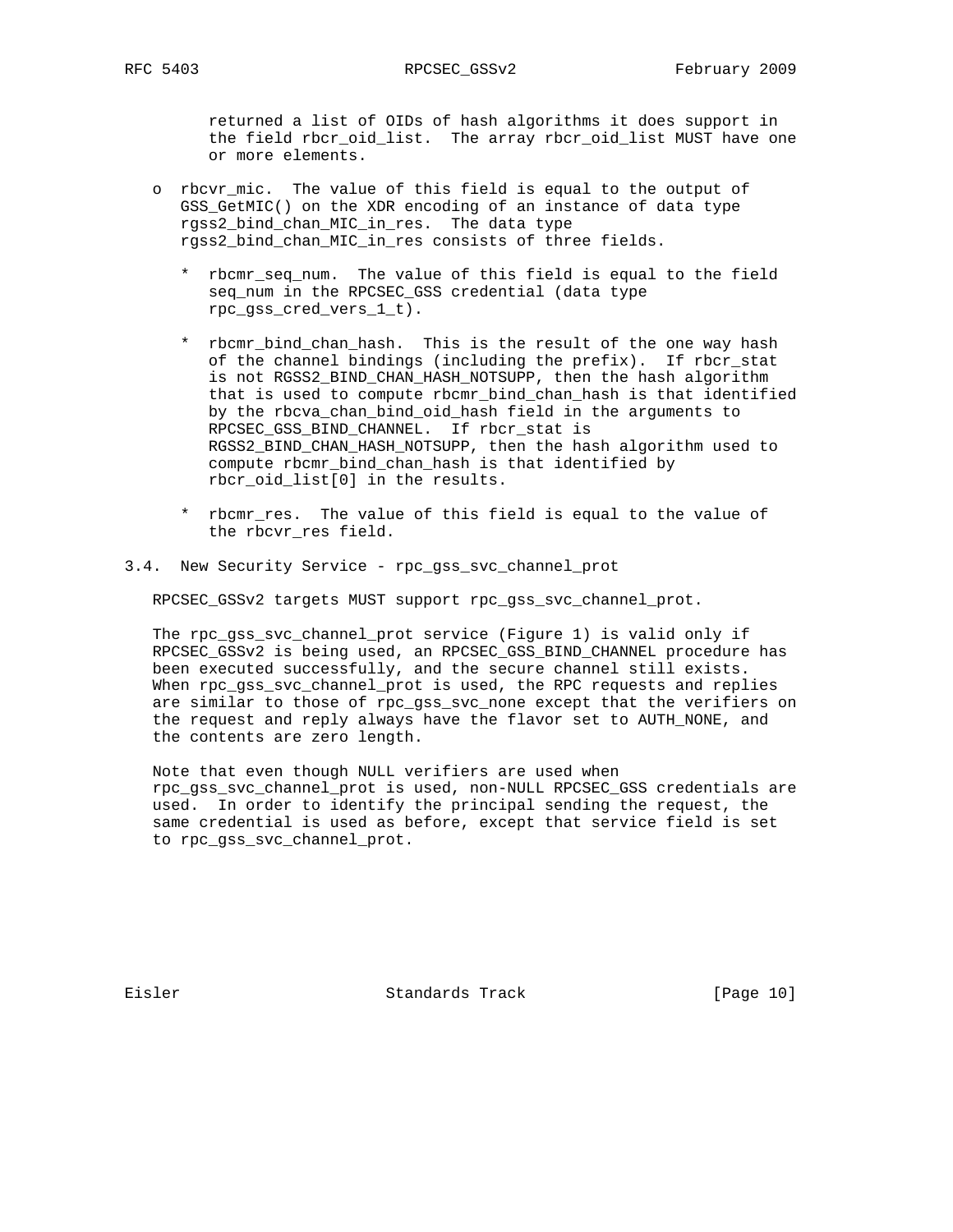returned a list of OIDs of hash algorithms it does support in the field rbcr_oid_list. The array rbcr_oid_list MUST have one or more elements.

- rbcvr_mic. The value of this field is equal to the output of GSS_GetMIC() on the XDR encoding of an instance of data type rgss2_bind_chan_MIC_in_res. The data type rgss2_bind_chan_MIC_in_res consists of three fields.

  * rbcmr_seq_num. The value of this field is equal to the field seq_num in the RPCSEC_GSS credential (data type rpc_gss_cred_vers_1_t).

  * rbcmr_bind_chan_hash. This is the result of the one way hash of the channel bindings (including the prefix). If rbcr_stat is not RGSS2_BIND_CHAN_HASH_NOTSUPP, then the hash algorithm that is used to compute rbcmr_bind_chan_hash is that identified by the rbcva_chan_bind_oid_hash field in the arguments to RPCSEC_GSS_BIND_CHANNEL. If rbcr_stat is RGSS2_BIND_CHAN_HASH_NOTSUPP, then the hash algorithm used to compute rbcmr_bind_chan_hash is that identified by rbcr_oid_list[0] in the results.

  * rbcmr_res. The value of this field is equal to the value of the rbcvr_res field.

### 3.4. New Security Service - rpc_gss_svc_channel_prot

RPCSEC_GSSv2 targets MUST support rpc_gss_svc_channel_prot.

The rpc_gss_svc_channel_prot service (Figure 1) is valid only if RPCSEC_GSSv2 is being used, an RPCSEC_GSS_BIND_CHANNEL procedure has been executed successfully, and the secure channel still exists. When rpc_gss_svc_channel_prot is used, the RPC requests and replies are similar to those of rpc_gss_svc_none except that the verifiers on the request and reply always have the flavor set to AUTH_NONE, and the contents are zero length.

Note that even though NULL verifiers are used when rpc_gss_svc_channel_prot is used, non-NULL RPCSEC_GSS credentials are used. In order to identify the principal sending the request, the same credential is used as before, except that service field is set to rpc_gss_svc_channel_prot.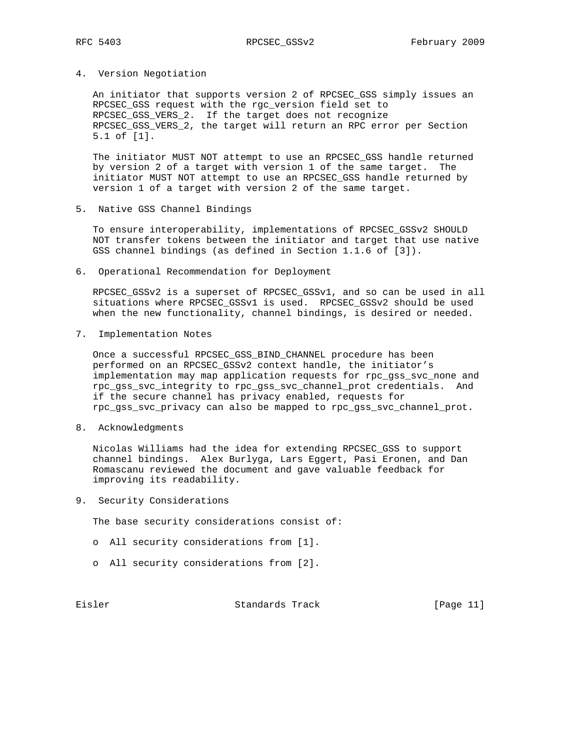## 4. Version Negotiation

An initiator that supports version 2 of RPCSEC_GSS simply issues an RPCSEC_GSS request with the rgc_version field set to RPCSEC_GSS_VERS_2. If the target does not recognize RPCSEC_GSS_VERS_2, the target will return an RPC error per Section 5.1 of [1].

The initiator MUST NOT attempt to use an RPCSEC_GSS handle returned by version 2 of a target with version 1 of the same target. The initiator MUST NOT attempt to use an RPCSEC_GSS handle returned by version 1 of a target with version 2 of the same target.

## 5. Native GSS Channel Bindings

To ensure interoperability, implementations of RPCSEC_GSSv2 SHOULD NOT transfer tokens between the initiator and target that use native GSS channel bindings (as defined in Section 1.1.6 of [3]).

## 6. Operational Recommendation for Deployment

RPCSEC_GSSv2 is a superset of RPCSEC_GSSv1, and so can be used in all situations where RPCSEC_GSSv1 is used. RPCSEC_GSSv2 should be used when the new functionality, channel bindings, is desired or needed.

## 7. Implementation Notes

Once a successful RPCSEC_GSS_BIND_CHANNEL procedure has been performed on an RPCSEC_GSSv2 context handle, the initiator's implementation may map application requests for rpc_gss_svc_none and rpc_gss_svc_integrity to rpc_gss_svc_channel_prot credentials. And if the secure channel has privacy enabled, requests for rpc_gss_svc_privacy can also be mapped to rpc_gss_svc_channel_prot.

## 8. Acknowledgments

Nicolas Williams had the idea for extending RPCSEC_GSS to support channel bindings. Alex Burlyga, Lars Eggert, Pasi Eronen, and Dan Romascanu reviewed the document and gave valuable feedback for improving its readability.

## 9. Security Considerations

The base security considerations consist of:

- All security considerations from [1].
- All security considerations from [2].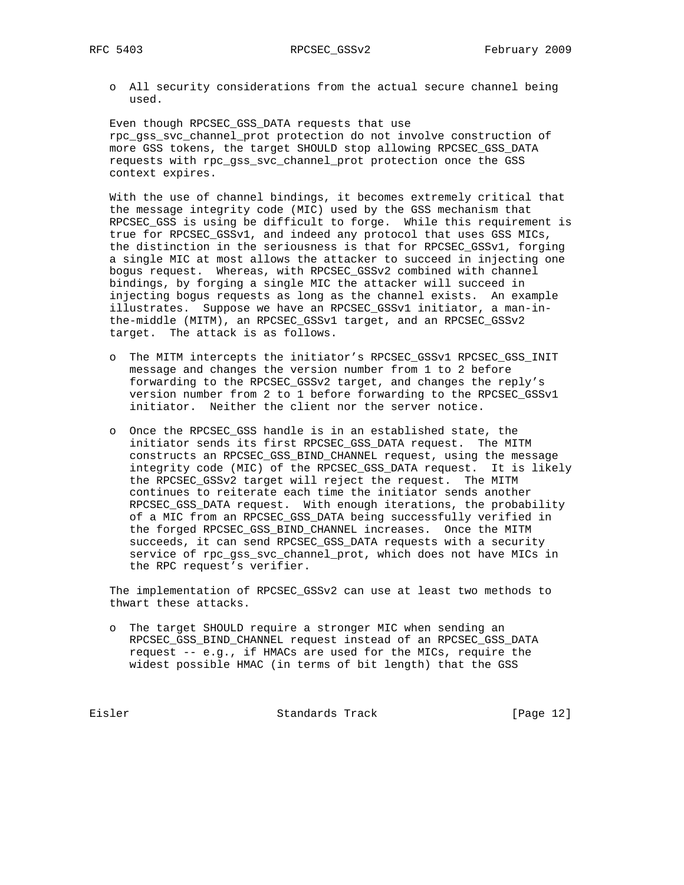- All security considerations from the actual secure channel being used.

Even though RPCSEC_GSS_DATA requests that use rpc_gss_svc_channel_prot protection do not involve construction of more GSS tokens, the target SHOULD stop allowing RPCSEC_GSS_DATA requests with rpc_gss_svc_channel_prot protection once the GSS context expires.

With the use of channel bindings, it becomes extremely critical that the message integrity code (MIC) used by the GSS mechanism that RPCSEC_GSS is using be difficult to forge. While this requirement is true for RPCSEC_GSSv1, and indeed any protocol that uses GSS MICs, the distinction in the seriousness is that for RPCSEC_GSSv1, forging a single MIC at most allows the attacker to succeed in injecting one bogus request. Whereas, with RPCSEC_GSSv2 combined with channel bindings, by forging a single MIC the attacker will succeed in injecting bogus requests as long as the channel exists. An example illustrates. Suppose we have an RPCSEC_GSSv1 initiator, a man-in-the-middle (MITM), an RPCSEC_GSSv1 target, and an RPCSEC_GSSv2 target. The attack is as follows.

- The MITM intercepts the initiator's RPCSEC_GSSv1 RPCSEC_GSS_INIT message and changes the version number from 1 to 2 before forwarding to the RPCSEC_GSSv2 target, and changes the reply's version number from 2 to 1 before forwarding to the RPCSEC_GSSv1 initiator. Neither the client nor the server notice.

- Once the RPCSEC_GSS handle is in an established state, the initiator sends its first RPCSEC_GSS_DATA request. The MITM constructs an RPCSEC_GSS_BIND_CHANNEL request, using the message integrity code (MIC) of the RPCSEC_GSS_DATA request. It is likely the RPCSEC_GSSv2 target will reject the request. The MITM continues to reiterate each time the initiator sends another RPCSEC_GSS_DATA request. With enough iterations, the probability of a MIC from an RPCSEC_GSS_DATA being successfully verified in the forged RPCSEC_GSS_BIND_CHANNEL increases. Once the MITM succeeds, it can send RPCSEC_GSS_DATA requests with a security service of rpc_gss_svc_channel_prot, which does not have MICs in the RPC request's verifier.

The implementation of RPCSEC_GSSv2 can use at least two methods to thwart these attacks.

- The target SHOULD require a stronger MIC when sending an RPCSEC_GSS_BIND_CHANNEL request instead of an RPCSEC_GSS_DATA request -- e.g., if HMACs are used for the MICs, require the widest possible HMAC (in terms of bit length) that the GSS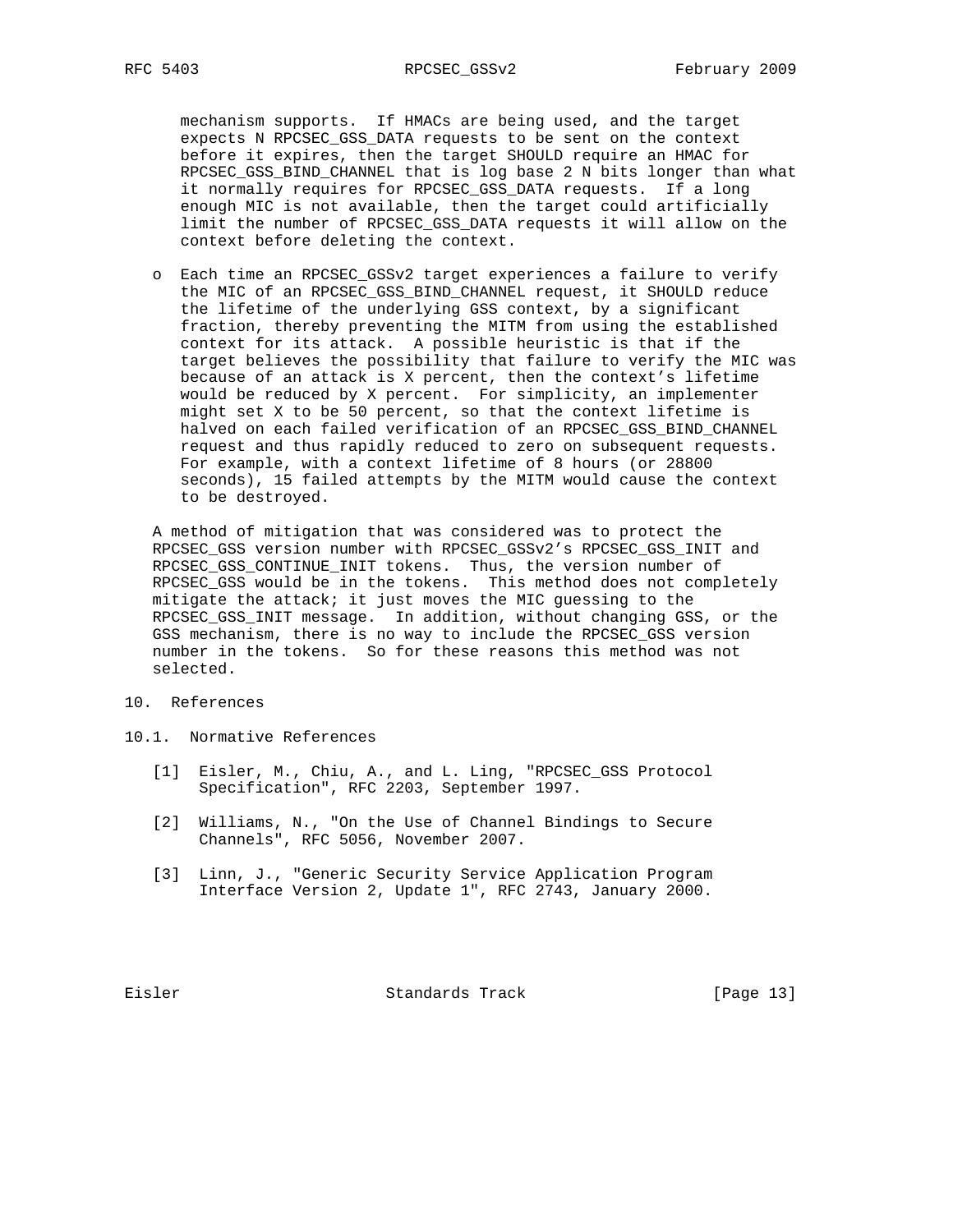mechanism supports. If HMACs are being used, and the target expects N RPCSEC_GSS_DATA requests to be sent on the context before it expires, then the target SHOULD require an HMAC for RPCSEC_GSS_BIND_CHANNEL that is log base 2 N bits longer than what it normally requires for RPCSEC_GSS_DATA requests. If a long enough MIC is not available, then the target could artificially limit the number of RPCSEC_GSS_DATA requests it will allow on the context before deleting the context.

- Each time an RPCSEC_GSSv2 target experiences a failure to verify the MIC of an RPCSEC_GSS_BIND_CHANNEL request, it SHOULD reduce the lifetime of the underlying GSS context, by a significant fraction, thereby preventing the MITM from using the established context for its attack. A possible heuristic is that if the target believes the possibility that failure to verify the MIC was because of an attack is X percent, then the context's lifetime would be reduced by X percent. For simplicity, an implementer might set X to be 50 percent, so that the context lifetime is halved on each failed verification of an RPCSEC_GSS_BIND_CHANNEL request and thus rapidly reduced to zero on subsequent requests. For example, with a context lifetime of 8 hours (or 28800 seconds), 15 failed attempts by the MITM would cause the context to be destroyed.

A method of mitigation that was considered was to protect the RPCSEC_GSS version number with RPCSEC_GSSv2's RPCSEC_GSS_INIT and RPCSEC_GSS_CONTINUE_INIT tokens. Thus, the version number of RPCSEC_GSS would be in the tokens. This method does not completely mitigate the attack; it just moves the MIC guessing to the RPCSEC_GSS_INIT message. In addition, without changing GSS, or the GSS mechanism, there is no way to include the RPCSEC_GSS version number in the tokens. So for these reasons this method was not selected.

## 10. References

### 10.1. Normative References

[1] Eisler, M., Chiu, A., and L. Ling, "RPCSEC_GSS Protocol Specification", RFC 2203, September 1997.

[2] Williams, N., "On the Use of Channel Bindings to Secure Channels", RFC 5056, November 2007.

[3] Linn, J., "Generic Security Service Application Program Interface Version 2, Update 1", RFC 2743, January 2000.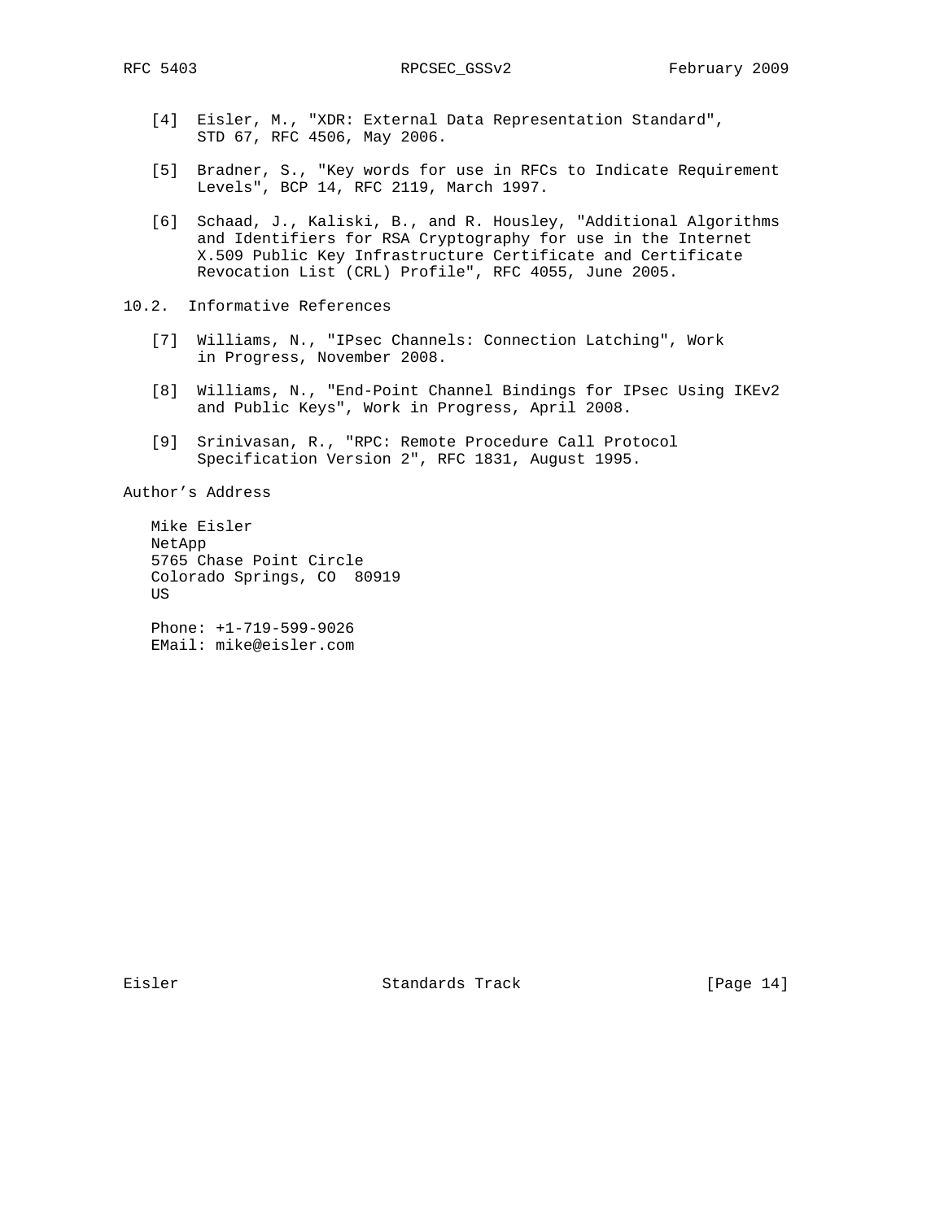[4] Eisler, M., "XDR: External Data Representation Standard", STD 67, RFC 4506, May 2006.

[5] Bradner, S., "Key words for use in RFCs to Indicate Requirement Levels", BCP 14, RFC 2119, March 1997.

[6] Schaad, J., Kaliski, B., and R. Housley, "Additional Algorithms and Identifiers for RSA Cryptography for use in the Internet X.509 Public Key Infrastructure Certificate and Certificate Revocation List (CRL) Profile", RFC 4055, June 2005.

## 10.2. Informative References

[7] Williams, N., "IPsec Channels: Connection Latching", Work in Progress, November 2008.

[8] Williams, N., "End-Point Channel Bindings for IPsec Using IKEv2 and Public Keys", Work in Progress, April 2008.

[9] Srinivasan, R., "RPC: Remote Procedure Call Protocol Specification Version 2", RFC 1831, August 1995.

## Author's Address

Mike Eisler
NetApp
5765 Chase Point Circle
Colorado Springs, CO 80919
US

Phone: +1-719-599-9026
EMail: mike@eisler.com